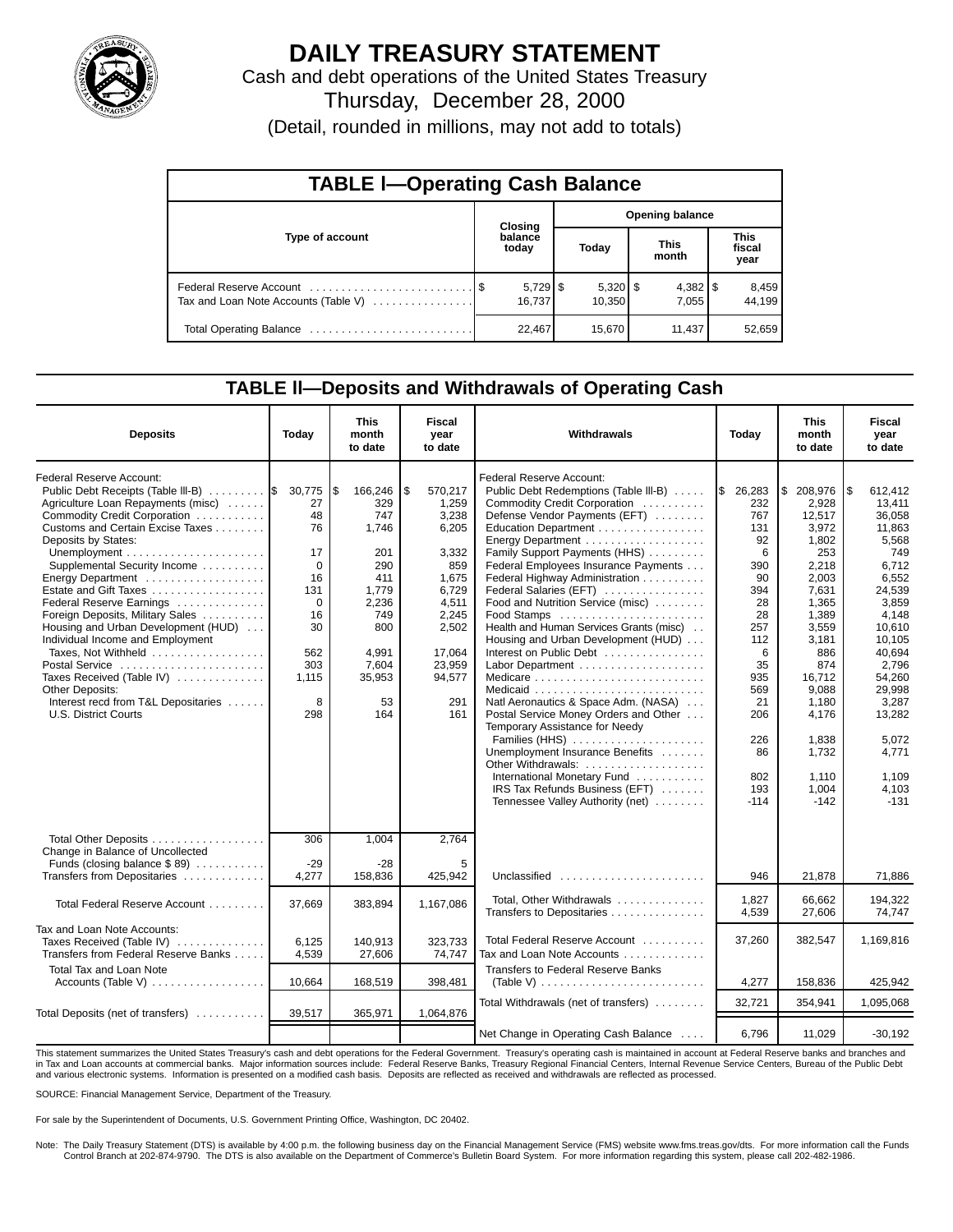# DAILY TREASURY STATEMENT

Cash and debt operations of the United States Treasury

Thursday, December 28, 2000

(Detail, rounded in millions, may not add to totals)

## TABLE I—Operating Cash Balance

| Type of account | Closing balance today | Opening balance Today | Opening balance This month | Opening balance This fiscal year |
|---|---|---|---|---|
| Federal Reserve Account | $ 5,729 | $ 5,320 | $ 4,382 | $ 8,459 |
| Tax and Loan Note Accounts (Table V) | 16,737 | 10,350 | 7,055 | 44,199 |
| Total Operating Balance | 22,467 | 15,670 | 11,437 | 52,659 |

## TABLE II—Deposits and Withdrawals of Operating Cash

| Deposits | Today | This month to date | Fiscal year to date |
|---|---|---|---|
| Federal Reserve Account: | | | |
| Public Debt Receipts (Table III-B) | $ 30,775 | $ 166,246 | $ 570,217 |
| Agriculture Loan Repayments (misc) | 27 | 329 | 1,259 |
| Commodity Credit Corporation | 48 | 747 | 3,238 |
| Customs and Certain Excise Taxes | 76 | 1,746 | 6,205 |
| Deposits by States: | | | |
| Unemployment | 17 | 201 | 3,332 |
| Supplemental Security Income | 0 | 290 | 859 |
| Energy Department | 16 | 411 | 1,675 |
| Estate and Gift Taxes | 131 | 1,779 | 6,729 |
| Federal Reserve Earnings | 0 | 2,236 | 4,511 |
| Foreign Deposits, Military Sales | 16 | 749 | 2,245 |
| Housing and Urban Development (HUD) | 30 | 800 | 2,502 |
| Individual Income and Employment Taxes, Not Withheld | 562 | 4,991 | 17,064 |
| Postal Service | 303 | 7,604 | 23,959 |
| Taxes Received (Table IV) | 1,115 | 35,953 | 94,577 |
| Other Deposits: | | | |
| Interest recd from T&L Depositaries | 8 | 53 | 291 |
| U.S. District Courts | 298 | 164 | 161 |
| Total Other Deposits | 306 | 1,004 | 2,764 |
| Change in Balance of Uncollected Funds (closing balance $ 89) | -29 | -28 | 5 |
| Transfers from Depositaries | 4,277 | 158,836 | 425,942 |
| Total Federal Reserve Account | 37,669 | 383,894 | 1,167,086 |
| Tax and Loan Note Accounts: | | | |
| Taxes Received (Table IV) | 6,125 | 140,913 | 323,733 |
| Transfers from Federal Reserve Banks | 4,539 | 27,606 | 74,747 |
| Total Tax and Loan Note Accounts (Table V) | 10,664 | 168,519 | 398,481 |
| Total Deposits (net of transfers) | 39,517 | 365,971 | 1,064,876 |

| Withdrawals | Today | This month to date | Fiscal year to date |
|---|---|---|---|
| Federal Reserve Account: | | | |
| Public Debt Redemptions (Table III-B) | $ 26,283 | $ 208,976 | $ 612,412 |
| Commodity Credit Corporation | 232 | 2,928 | 13,411 |
| Defense Vendor Payments (EFT) | 767 | 12,517 | 36,058 |
| Education Department | 131 | 3,972 | 11,863 |
| Energy Department | 92 | 1,802 | 5,568 |
| Family Support Payments (HHS) | 6 | 253 | 749 |
| Federal Employees Insurance Payments | 390 | 2,218 | 6,712 |
| Federal Highway Administration | 90 | 2,003 | 6,552 |
| Federal Salaries (EFT) | 394 | 7,631 | 24,539 |
| Food and Nutrition Service (misc) | 28 | 1,365 | 3,859 |
| Food Stamps | 28 | 1,389 | 4,148 |
| Health and Human Services Grants (misc) | 257 | 3,559 | 10,610 |
| Housing and Urban Development (HUD) | 112 | 3,181 | 10,105 |
| Interest on Public Debt | 6 | 886 | 40,694 |
| Labor Department | 35 | 874 | 2,796 |
| Medicare | 935 | 16,712 | 54,260 |
| Medicaid | 569 | 9,088 | 29,998 |
| Natl Aeronautics & Space Adm. (NASA) | 21 | 1,180 | 3,287 |
| Postal Service Money Orders and Other | 206 | 4,176 | 13,282 |
| Temporary Assistance for Needy Families (HHS) | 226 | 1,838 | 5,072 |
| Unemployment Insurance Benefits | 86 | 1,732 | 4,771 |
| Other Withdrawals: | | | |
| International Monetary Fund | 802 | 1,110 | 1,109 |
| IRS Tax Refunds Business (EFT) | 193 | 1,004 | 4,103 |
| Tennessee Valley Authority (net) | -114 | -142 | -131 |
| Unclassified | 946 | 21,878 | 71,886 |
| Total, Other Withdrawals | 1,827 | 66,662 | 194,322 |
| Transfers to Depositaries | 4,539 | 27,606 | 74,747 |
| Total Federal Reserve Account | 37,260 | 382,547 | 1,169,816 |
| Tax and Loan Note Accounts | | | |
| Transfers to Federal Reserve Banks (Table V) | 4,277 | 158,836 | 425,942 |
| Total Withdrawals (net of transfers) | 32,721 | 354,941 | 1,095,068 |
| Net Change in Operating Cash Balance | 6,796 | 11,029 | -30,192 |

This statement summarizes the United States Treasury's cash and debt operations for the Federal Government. Treasury's operating cash is maintained in account at Federal Reserve banks and branches and in Tax and Loan accounts at commercial banks. Major information sources include: Federal Reserve Banks, Treasury Regional Financial Centers, Internal Revenue Service Centers, Bureau of the Public Debt and various electronic systems. Information is presented on a modified cash basis. Deposits are reflected as received and withdrawals are reflected as processed.

SOURCE: Financial Management Service, Department of the Treasury.

For sale by the Superintendent of Documents, U.S. Government Printing Office, Washington, DC 20402.

Note: The Daily Treasury Statement (DTS) is available by 4:00 p.m. the following business day on the Financial Management Service (FMS) website www.fms.treas.gov/dts. For more information call the Funds Control Branch at 202-874-9790. The DTS is also available on the Department of Commerce's Bulletin Board System. For more information regarding this system, please call 202-482-1986.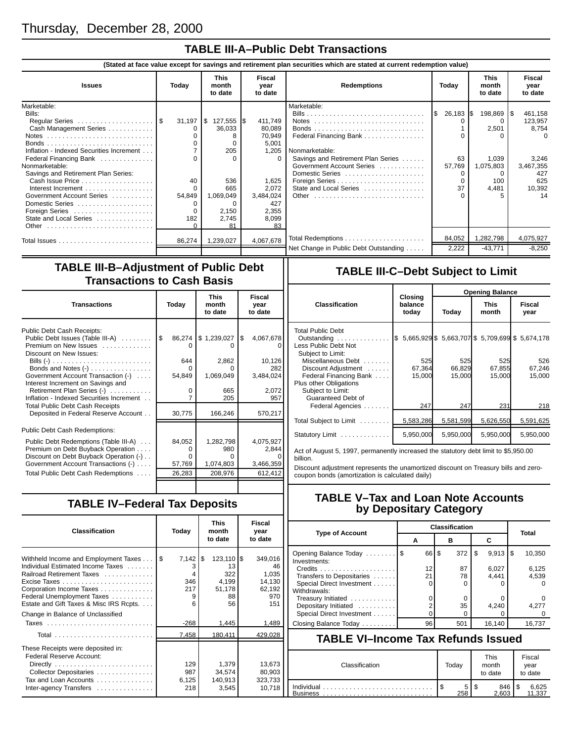Thursday, December 28, 2000

## TABLE III-A–Public Debt Transactions

(Stated at face value except for savings and retirement plan securities which are stated at current redemption value)

| Issues | Today | This month to date | Fiscal year to date |
|---|---|---|---|
| Marketable: | | | |
| Bills: | | | |
| Regular Series | $ 31,197 | $ 127,555 | $ 411,749 |
| Cash Management Series | 0 | 36,033 | 80,089 |
| Notes | 0 | 8 | 70,949 |
| Bonds | 0 | 0 | 5,001 |
| Inflation - Indexed Securities Increment | 7 | 205 | 1,205 |
| Federal Financing Bank | 0 | 0 | 0 |
| Nonmarketable: | | | |
| Savings and Retirement Plan Series: | | | |
| Cash Issue Price | 40 | 536 | 1,625 |
| Interest Increment | 0 | 665 | 2,072 |
| Government Account Series | 54,849 | 1,069,049 | 3,484,024 |
| Domestic Series | 0 | 0 | 427 |
| Foreign Series | 0 | 2,150 | 2,355 |
| State and Local Series | 182 | 2,745 | 8,099 |
| Other | 0 | 81 | 83 |
| Total Issues | 86,274 | 1,239,027 | 4,067,678 |

| Redemptions | Today | This month to date | Fiscal year to date |
|---|---|---|---|
| Marketable: | | | |
| Bills | $ 26,183 | $ 198,869 | $ 461,158 |
| Notes | 0 | 0 | 123,957 |
| Bonds | 1 | 2,501 | 8,754 |
| Federal Financing Bank | 0 | 0 | 0 |
| Nonmarketable: | | | |
| Savings and Retirement Plan Series | 63 | 1,039 | 3,246 |
| Government Account Series | 57,769 | 1,075,803 | 3,467,355 |
| Domestic Series | 0 | 0 | 427 |
| Foreign Series | 0 | 100 | 625 |
| State and Local Series | 37 | 4,481 | 10,392 |
| Other | 0 | 5 | 14 |
| Total Redemptions | 84,052 | 1,282,798 | 4,075,927 |
| Net Change in Public Debt Outstanding | 2,222 | -43,771 | -8,250 |

## TABLE III-B–Adjustment of Public Debt Transactions to Cash Basis

| Transactions | Today | This month to date | Fiscal year to date |
|---|---|---|---|
| Public Debt Cash Receipts: | | | |
| Public Debt Issues (Table III-A) | $ 86,274 | $ 1,239,027 | $ 4,067,678 |
| Premium on New Issues | 0 | 0 | 0 |
| Discount on New Issues: | | | |
| Bills (-) | 644 | 2,862 | 10,126 |
| Bonds and Notes (-) | 0 | 0 | 282 |
| Government Account Transaction (-) | 54,849 | 1,069,049 | 3,484,024 |
| Interest Increment on Savings and Retirement Plan Series (-) | 0 | 665 | 2,072 |
| Inflation - Indexed Securities Increment | 7 | 205 | 957 |
| Total Public Debt Cash Receipts Deposited in Federal Reserve Account | 30,775 | 166,246 | 570,217 |
| Public Debt Cash Redemptions: | | | |
| Public Debt Redemptions (Table III-A) | 84,052 | 1,282,798 | 4,075,927 |
| Premium on Debt Buyback Operation | 0 | 980 | 2,844 |
| Discount on Debt Buyback Operation (-) | 0 | 0 | 0 |
| Government Account Transactions (-) | 57,769 | 1,074,803 | 3,466,359 |
| Total Public Debt Cash Redemptions | 26,283 | 208,976 | 612,412 |

## TABLE III-C–Debt Subject to Limit

| Classification | Closing balance today | Opening Balance | | |
|---|---|---|---|---|
| | | Today | This month | Fiscal year |
| Total Public Debt Outstanding | $ 5,665,929 | $ 5,663,707 | $ 5,709,699 | $ 5,674,178 |
| Less Public Debt Not Subject to Limit: | | | | |
| Miscellaneous Debt | 525 | 525 | 525 | 526 |
| Discount Adjustment | 67,364 | 66,829 | 67,855 | 67,246 |
| Federal Financing Bank | 15,000 | 15,000 | 15,000 | 15,000 |
| Plus other Obligations Subject to Limit: | | | | |
| Guaranteed Debt of Federal Agencies | 247 | 247 | 231 | 218 |
| Total Subject to Limit | 5,583,286 | 5,581,599 | 5,626,550 | 5,591,625 |
| Statutory Limit | 5,950,000 | 5,950,000 | 5,950,000 | 5,950,000 |

Act of August 5, 1997, permanently increased the statutory debt limit to $5,950.00 billion.

Discount adjustment represents the unamortized discount on Treasury bills and zero-coupon bonds (amortization is calculated daily)

## TABLE IV–Federal Tax Deposits

| Classification | Today | This month to date | Fiscal year to date |
|---|---|---|---|
| Withheld Income and Employment Taxes | $ 7,142 | $ 123,110 | $ 349,016 |
| Individual Estimated Income Taxes | 3 | 13 | 46 |
| Railroad Retirement Taxes | 4 | 322 | 1,035 |
| Excise Taxes | 346 | 4,199 | 14,130 |
| Corporation Income Taxes | 217 | 51,178 | 62,192 |
| Federal Unemployment Taxes | 9 | 88 | 970 |
| Estate and Gift Taxes & Misc IRS Rcpts. | 6 | 56 | 151 |
| Change in Balance of Unclassified Taxes | -268 | 1,445 | 1,489 |
| Total | 7,458 | 180,411 | 429,028 |
| These Receipts were deposited in: | | | |
| Federal Reserve Account: | | | |
| Directly | 129 | 1,379 | 13,673 |
| Collector Depositaries | 987 | 34,574 | 80,903 |
| Tax and Loan Accounts | 6,125 | 140,913 | 323,733 |
| Inter-agency Transfers | 218 | 3,545 | 10,718 |

## TABLE V–Tax and Loan Note Accounts by Depositary Category

| Type of Account | Classification | | | Total |
|---|---|---|---|---|
| | A | B | C | |
| Opening Balance Today | $ 66 | $ 372 | $ 9,913 | $ 10,350 |
| Investments: | | | | |
| Credits | 12 | 87 | 6,027 | 6,125 |
| Transfers to Depositaries | 21 | 78 | 4,441 | 4,539 |
| Special Direct Investment | 0 | 0 | 0 | 0 |
| Withdrawals: | | | | |
| Treasury Initiated | 0 | 0 | 0 | 0 |
| Depositary Initiated | 2 | 35 | 4,240 | 4,277 |
| Special Direct Investment | 0 | 0 | 0 | 0 |
| Closing Balance Today | 96 | 501 | 16,140 | 16,737 |

## TABLE VI–Income Tax Refunds Issued

| Classification | Today | This month to date | Fiscal year to date |
|---|---|---|---|
| Individual | $ 5 | $ 846 | $ 6,625 |
| Business | 258 | 2,603 | 11,337 |